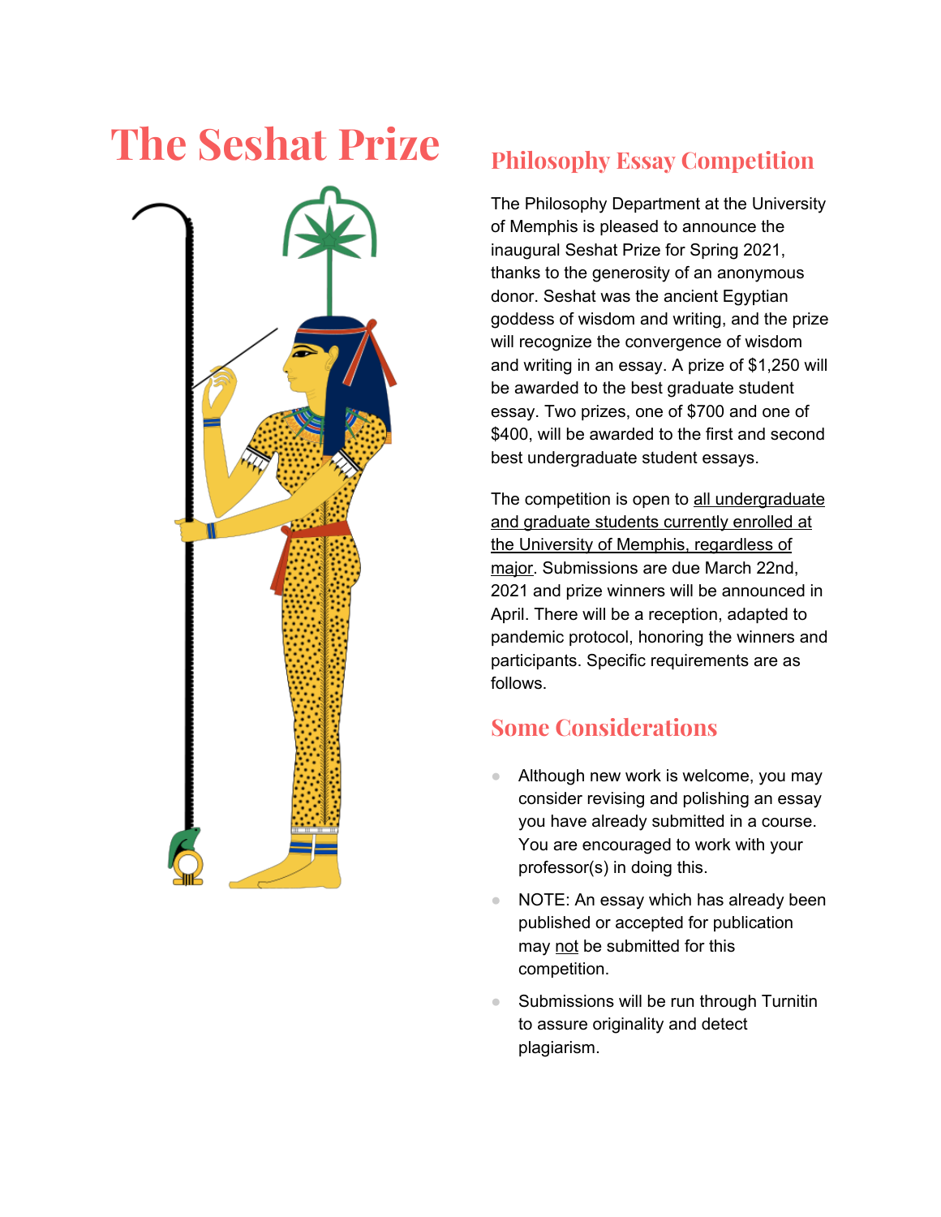# The Seshat Prize

## Philosophy Essay Competition

The Philosophy Department at the University of Memphis is pleased to announce the inaugural Seshat Prize for Spring 2021, thanks to the generosity of an anonymous donor. Seshat was the ancient Egyptian goddess of wisdom and writing, and the prize will recognize the convergence of wisdom and writing in an essay. A prize of $1,250 will be awarded to the best graduate student essay. Two prizes, one of $700 and one of $400, will be awarded to the first and second best undergraduate student essays.

The competition is open to <u>all undergraduate and graduate students currently enrolled at the University of Memphis, regardless of major</u>. Submissions are due March 22nd, 2021 and prize winners will be announced in April. There will be a reception, adapted to pandemic protocol, honoring the winners and participants. Specific requirements are as follows.

## Some Considerations

- Although new work is welcome, you may consider revising and polishing an essay you have already submitted in a course. You are encouraged to work with your professor(s) in doing this.
- NOTE: An essay which has already been published or accepted for publication may <u>not</u> be submitted for this competition.
- Submissions will be run through Turnitin to assure originality and detect plagiarism.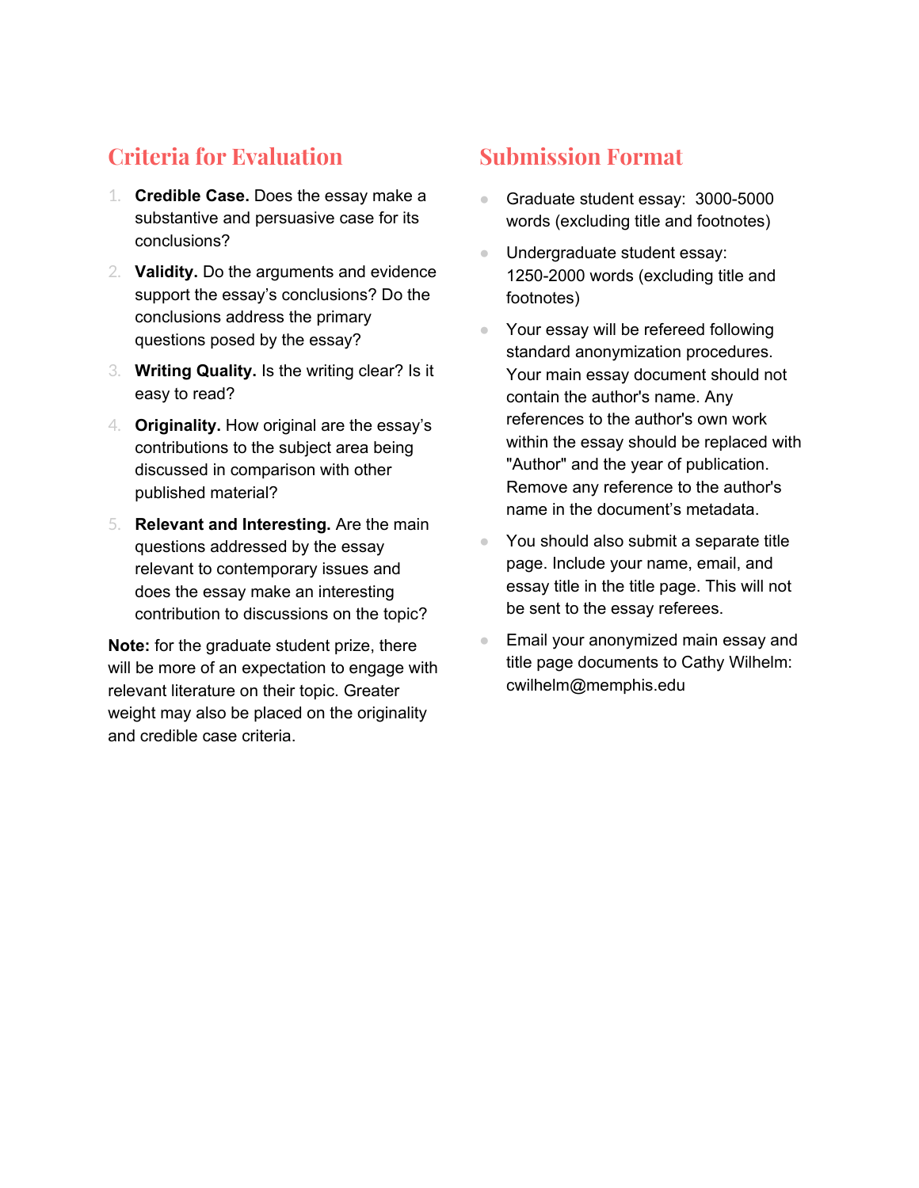## Criteria for Evaluation

1. **Credible Case.** Does the essay make a substantive and persuasive case for its conclusions?
2. **Validity.** Do the arguments and evidence support the essay's conclusions? Do the conclusions address the primary questions posed by the essay?
3. **Writing Quality.** Is the writing clear? Is it easy to read?
4. **Originality.** How original are the essay's contributions to the subject area being discussed in comparison with other published material?
5. **Relevant and Interesting.** Are the main questions addressed by the essay relevant to contemporary issues and does the essay make an interesting contribution to discussions on the topic?

**Note:** for the graduate student prize, there will be more of an expectation to engage with relevant literature on their topic. Greater weight may also be placed on the originality and credible case criteria.

## Submission Format

- Graduate student essay: 3000-5000 words (excluding title and footnotes)
- Undergraduate student essay: 1250-2000 words (excluding title and footnotes)
- Your essay will be refereed following standard anonymization procedures. Your main essay document should not contain the author's name. Any references to the author's own work within the essay should be replaced with "Author" and the year of publication. Remove any reference to the author's name in the document's metadata.
- You should also submit a separate title page. Include your name, email, and essay title in the title page. This will not be sent to the essay referees.
- Email your anonymized main essay and title page documents to Cathy Wilhelm: cwilhelm@memphis.edu